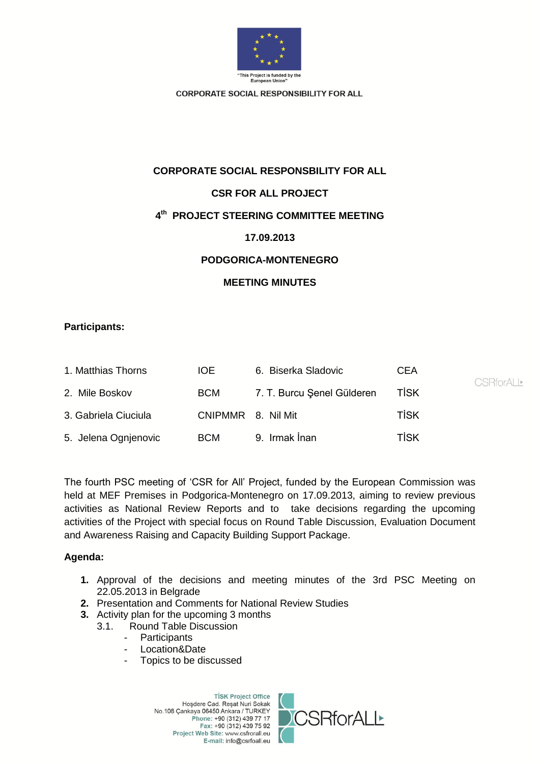"This Project is funded by the European Union"

CORPORATE SOCIAL RESPONSIBILITY FOR ALL

# CORPORATE SOCIAL RESPONSBILITY FOR ALL

## CSR FOR ALL PROJECT

## 4th PROJECT STEERING COMMITTEE MEETING

## 17.09.2013

## PODGORICA-MONTENEGRO

## MEETING MINUTES

**Participants:**

| | | | |
|---|---|---|---|
| 1. Matthias Thorns | IOE | 6. Biserka Sladovic | CEA |
| 2. Mile Boskov | BCM | 7. T. Burcu Şenel Gülderen | TİSK |
| 3. Gabriela Ciuciula | CNIPMMR | 8. Nil Mit | TİSK |
| 5. Jelena Ognjenovic | BCM | 9. Irmak İnan | TİSK |

The fourth PSC meeting of 'CSR for All' Project, funded by the European Commission was held at MEF Premises in Podgorica-Montenegro on 17.09.2013, aiming to review previous activities as National Review Reports and to take decisions regarding the upcoming activities of the Project with special focus on Round Table Discussion, Evaluation Document and Awareness Raising and Capacity Building Support Package.

**Agenda:**

1. Approval of the decisions and meeting minutes of the 3rd PSC Meeting on 22.05.2013 in Belgrade
2. Presentation and Comments for National Review Studies
3. Activity plan for the upcoming 3 months
   - 3.1. Round Table Discussion
     - Participants
     - Location&Date
     - Topics to be discussed

TİSK Project Office
Hoşdere Cad. Reşat Nuri Sokak
No.108 Çankaya 06450 Ankara / TURKEY
Phone: +90 (312) 439 77 17
Fax: +90 (312) 439 75 92
Project Web Site: www.csfrorall.eu
E-mail: info@csrfoall.eu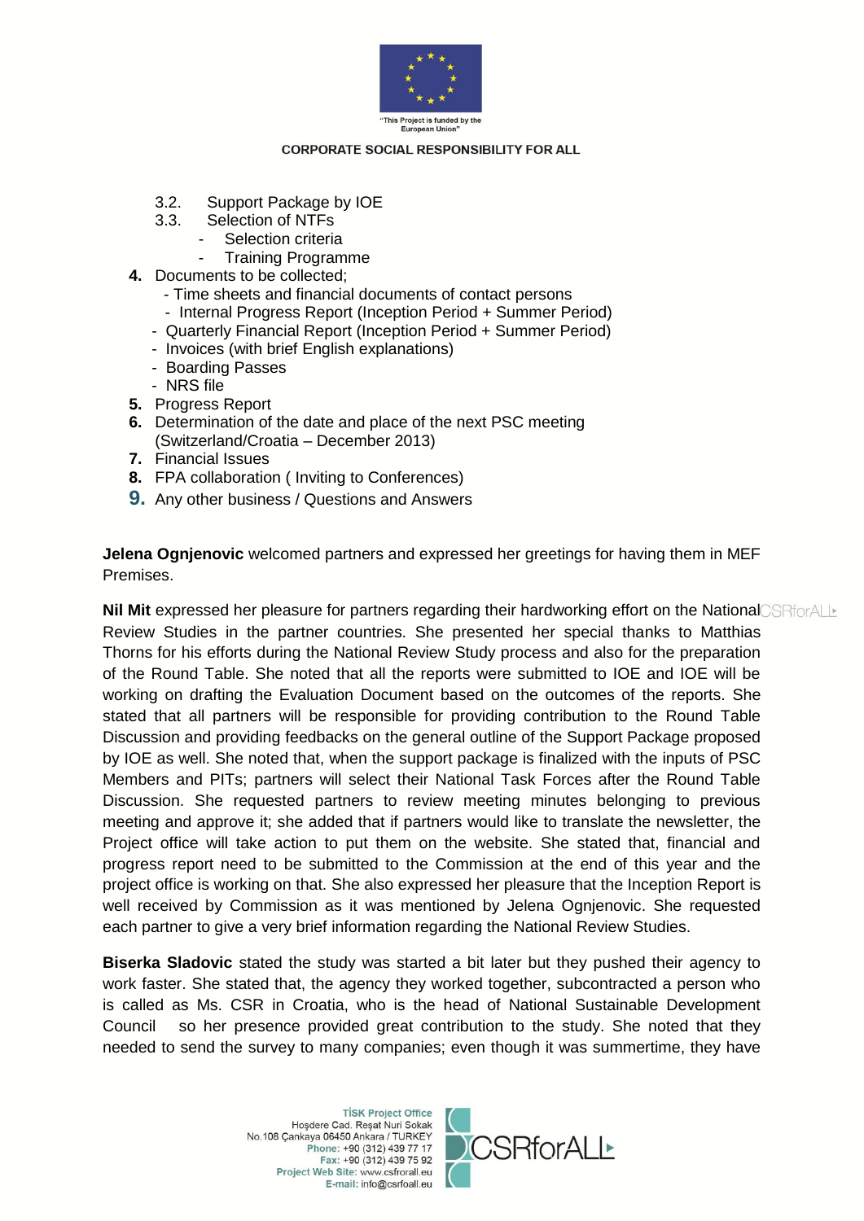3.2. Support Package by IOE
3.3. Selection of NTFs
- Selection criteria
- Training Programme

4. Documents to be collected;
   - Time sheets and financial documents of contact persons
   - Internal Progress Report (Inception Period + Summer Period)
   - Quarterly Financial Report (Inception Period + Summer Period)
   - Invoices (with brief English explanations)
   - Boarding Passes
   - NRS file
5. Progress Report
6. Determination of the date and place of the next PSC meeting (Switzerland/Croatia – December 2013)
7. Financial Issues
8. FPA collaboration ( Inviting to Conferences)
9. Any other business / Questions and Answers

**Jelena Ognjenovic** welcomed partners and expressed her greetings for having them in MEF Premises.

**Nil Mit** expressed her pleasure for partners regarding their hardworking effort on the National Review Studies in the partner countries. She presented her special thanks to Matthias Thorns for his efforts during the National Review Study process and also for the preparation of the Round Table. She noted that all the reports were submitted to IOE and IOE will be working on drafting the Evaluation Document based on the outcomes of the reports. She stated that all partners will be responsible for providing contribution to the Round Table Discussion and providing feedbacks on the general outline of the Support Package proposed by IOE as well. She noted that, when the support package is finalized with the inputs of PSC Members and PITs; partners will select their National Task Forces after the Round Table Discussion. She requested partners to review meeting minutes belonging to previous meeting and approve it; she added that if partners would like to translate the newsletter, the Project office will take action to put them on the website. She stated that, financial and progress report need to be submitted to the Commission at the end of this year and the project office is working on that. She also expressed her pleasure that the Inception Report is well received by Commission as it was mentioned by Jelena Ognjenovic. She requested each partner to give a very brief information regarding the National Review Studies.

**Biserka Sladovic** stated the study was started a bit later but they pushed their agency to work faster. She stated that, the agency they worked together, subcontracted a person who is called as Ms. CSR in Croatia, who is the head of National Sustainable Development Council so her presence provided great contribution to the study. She noted that they needed to send the survey to many companies; even though it was summertime, they have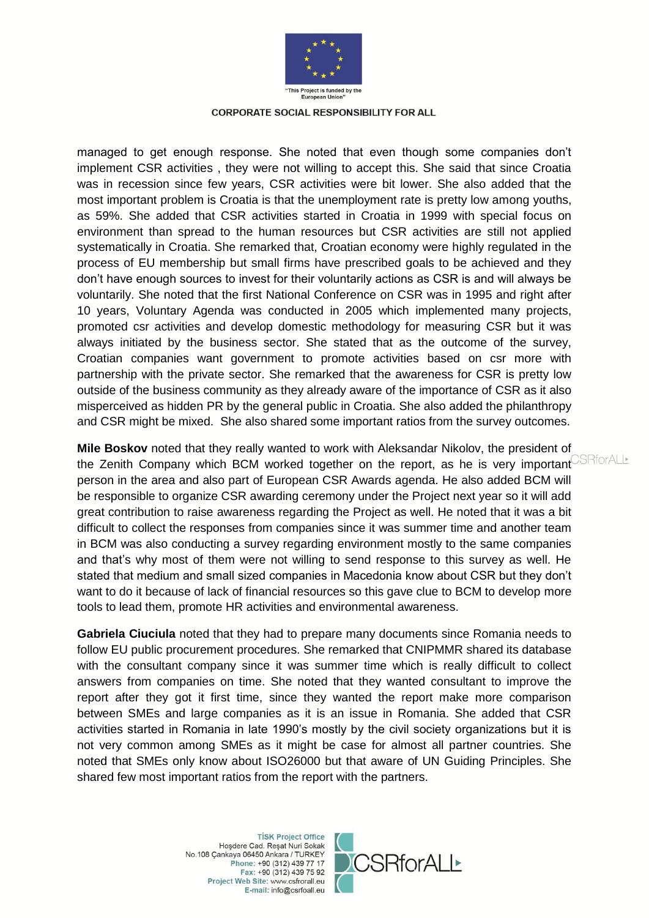managed to get enough response. She noted that even though some companies don't implement CSR activities , they were not willing to accept this. She said that since Croatia was in recession since few years, CSR activities were bit lower. She also added that the most important problem is Croatia is that the unemployment rate is pretty low among youths, as 59%. She added that CSR activities started in Croatia in 1999 with special focus on environment than spread to the human resources but CSR activities are still not applied systematically in Croatia. She remarked that, Croatian economy were highly regulated in the process of EU membership but small firms have prescribed goals to be achieved and they don't have enough sources to invest for their voluntarily actions as CSR is and will always be voluntarily. She noted that the first National Conference on CSR was in 1995 and right after 10 years, Voluntary Agenda was conducted in 2005 which implemented many projects, promoted csr activities and develop domestic methodology for measuring CSR but it was always initiated by the business sector. She stated that as the outcome of the survey, Croatian companies want government to promote activities based on csr more with partnership with the private sector. She remarked that the awareness for CSR is pretty low outside of the business community as they already aware of the importance of CSR as it also misperceived as hidden PR by the general public in Croatia. She also added the philanthropy and CSR might be mixed. She also shared some important ratios from the survey outcomes.

**Mile Boskov** noted that they really wanted to work with Aleksandar Nikolov, the president of the Zenith Company which BCM worked together on the report, as he is very important person in the area and also part of European CSR Awards agenda. He also added BCM will be responsible to organize CSR awarding ceremony under the Project next year so it will add great contribution to raise awareness regarding the Project as well. He noted that it was a bit difficult to collect the responses from companies since it was summer time and another team in BCM was also conducting a survey regarding environment mostly to the same companies and that's why most of them were not willing to send response to this survey as well. He stated that medium and small sized companies in Macedonia know about CSR but they don't want to do it because of lack of financial resources so this gave clue to BCM to develop more tools to lead them, promote HR activities and environmental awareness.

**Gabriela Ciuciula** noted that they had to prepare many documents since Romania needs to follow EU public procurement procedures. She remarked that CNIPMMR shared its database with the consultant company since it was summer time which is really difficult to collect answers from companies on time. She noted that they wanted consultant to improve the report after they got it first time, since they wanted the report make more comparison between SMEs and large companies as it is an issue in Romania. She added that CSR activities started in Romania in late 1990's mostly by the civil society organizations but it is not very common among SMEs as it might be case for almost all partner countries. She noted that SMEs only know about ISO26000 but that aware of UN Guiding Principles. She shared few most important ratios from the report with the partners.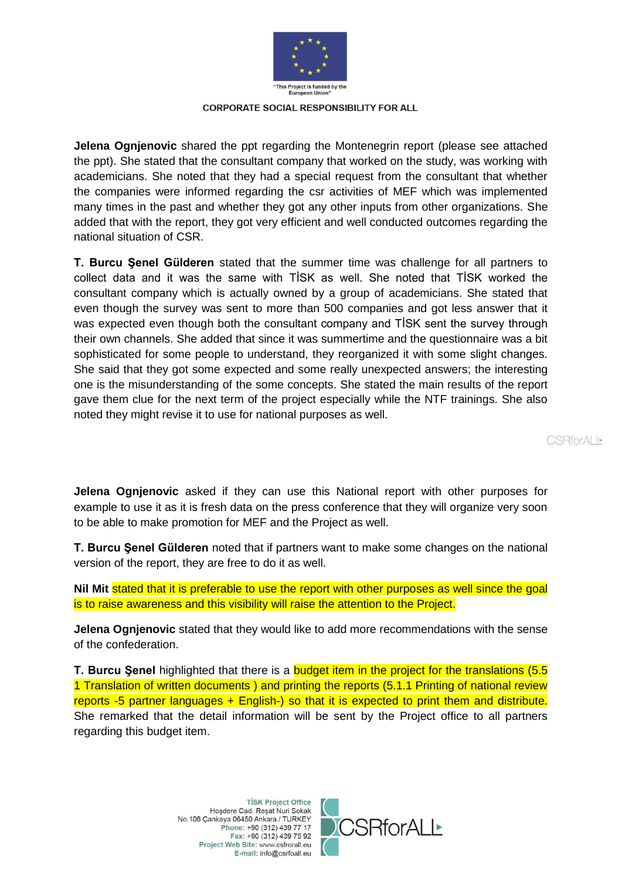**Jelena Ognjenovic** shared the ppt regarding the Montenegrin report (please see attached the ppt). She stated that the consultant company that worked on the study, was working with academicians. She noted that they had a special request from the consultant that whether the companies were informed regarding the csr activities of MEF which was implemented many times in the past and whether they got any other inputs from other organizations. She added that with the report, they got very efficient and well conducted outcomes regarding the national situation of CSR.

**T. Burcu Şenel Gülderen** stated that the summer time was challenge for all partners to collect data and it was the same with TİSK as well. She noted that TİSK worked the consultant company which is actually owned by a group of academicians. She stated that even though the survey was sent to more than 500 companies and got less answer that it was expected even though both the consultant company and TİSK sent the survey through their own channels. She added that since it was summertime and the questionnaire was a bit sophisticated for some people to understand, they reorganized it with some slight changes. She said that they got some expected and some really unexpected answers; the interesting one is the misunderstanding of the some concepts. She stated the main results of the report gave them clue for the next term of the project especially while the NTF trainings. She also noted they might revise it to use for national purposes as well.

**Jelena Ognjenovic** asked if they can use this National report with other purposes for example to use it as it is fresh data on the press conference that they will organize very soon to be able to make promotion for MEF and the Project as well.

**T. Burcu Şenel Gülderen** noted that if partners want to make some changes on the national version of the report, they are free to do it as well.

**Nil Mit** stated that it is preferable to use the report with other purposes as well since the goal is to raise awareness and this visibility will raise the attention to the Project.

**Jelena Ognjenovic** stated that they would like to add more recommendations with the sense of the confederation.

**T. Burcu Şenel** highlighted that there is a budget item in the project for the translations (5.5 1 Translation of written documents ) and printing the reports (5.1.1 Printing of national review reports -5 partner languages + English-) so that it is expected to print them and distribute. She remarked that the detail information will be sent by the Project office to all partners regarding this budget item.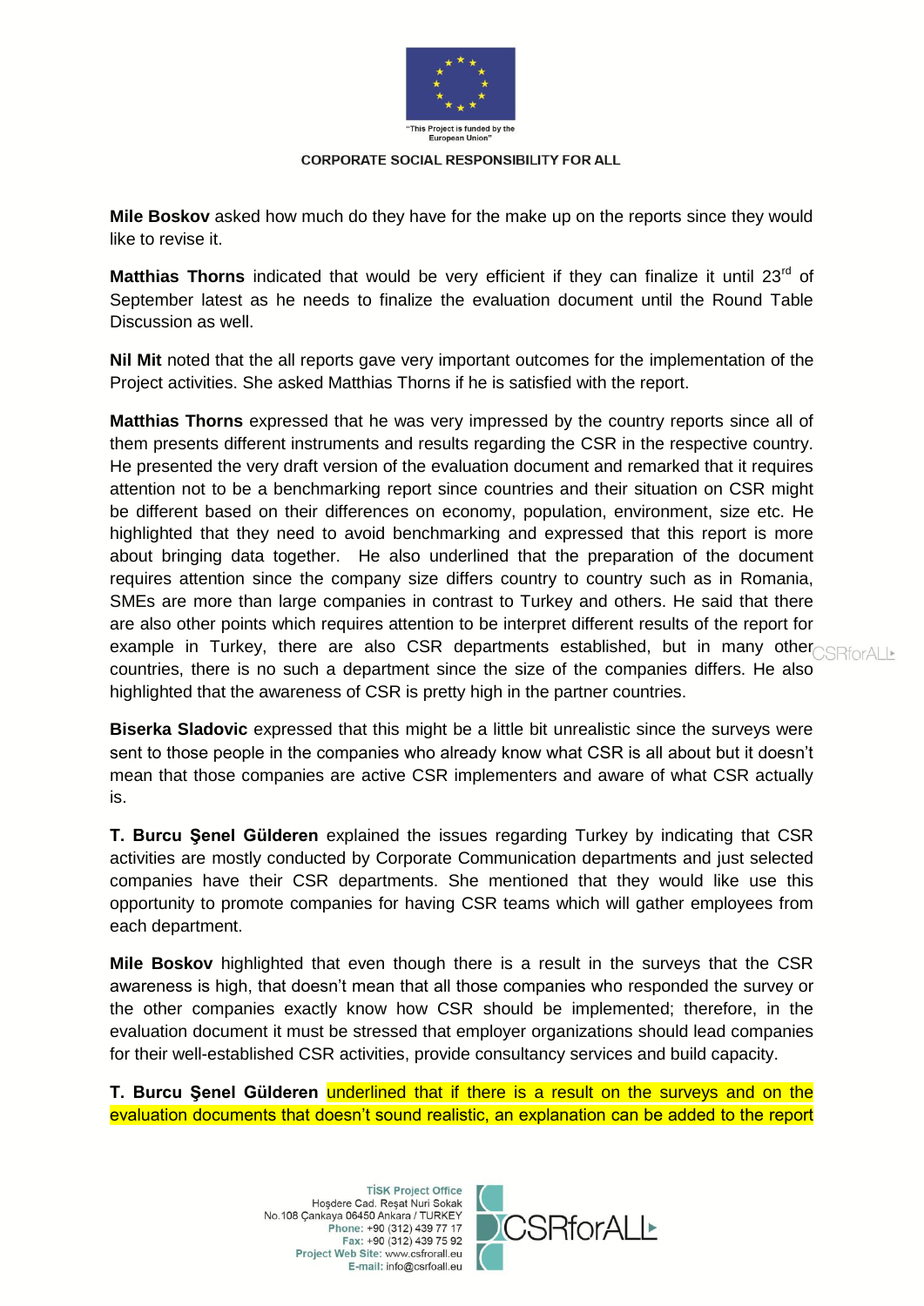**Mile Boskov** asked how much do they have for the make up on the reports since they would like to revise it.

**Matthias Thorns** indicated that would be very efficient if they can finalize it until 23rd of September latest as he needs to finalize the evaluation document until the Round Table Discussion as well.

**Nil Mit** noted that the all reports gave very important outcomes for the implementation of the Project activities. She asked Matthias Thorns if he is satisfied with the report.

**Matthias Thorns** expressed that he was very impressed by the country reports since all of them presents different instruments and results regarding the CSR in the respective country. He presented the very draft version of the evaluation document and remarked that it requires attention not to be a benchmarking report since countries and their situation on CSR might be different based on their differences on economy, population, environment, size etc. He highlighted that they need to avoid benchmarking and expressed that this report is more about bringing data together. He also underlined that the preparation of the document requires attention since the company size differs country to country such as in Romania, SMEs are more than large companies in contrast to Turkey and others. He said that there are also other points which requires attention to be interpret different results of the report for example in Turkey, there are also CSR departments established, but in many other countries, there is no such a department since the size of the companies differs. He also highlighted that the awareness of CSR is pretty high in the partner countries.

**Biserka Sladovic** expressed that this might be a little bit unrealistic since the surveys were sent to those people in the companies who already know what CSR is all about but it doesn't mean that those companies are active CSR implementers and aware of what CSR actually is.

**T. Burcu Şenel Gülderen** explained the issues regarding Turkey by indicating that CSR activities are mostly conducted by Corporate Communication departments and just selected companies have their CSR departments. She mentioned that they would like use this opportunity to promote companies for having CSR teams which will gather employees from each department.

**Mile Boskov** highlighted that even though there is a result in the surveys that the CSR awareness is high, that doesn't mean that all those companies who responded the survey or the other companies exactly know how CSR should be implemented; therefore, in the evaluation document it must be stressed that employer organizations should lead companies for their well-established CSR activities, provide consultancy services and build capacity.

**T. Burcu Şenel Gülderen** underlined that if there is a result on the surveys and on the evaluation documents that doesn't sound realistic, an explanation can be added to the report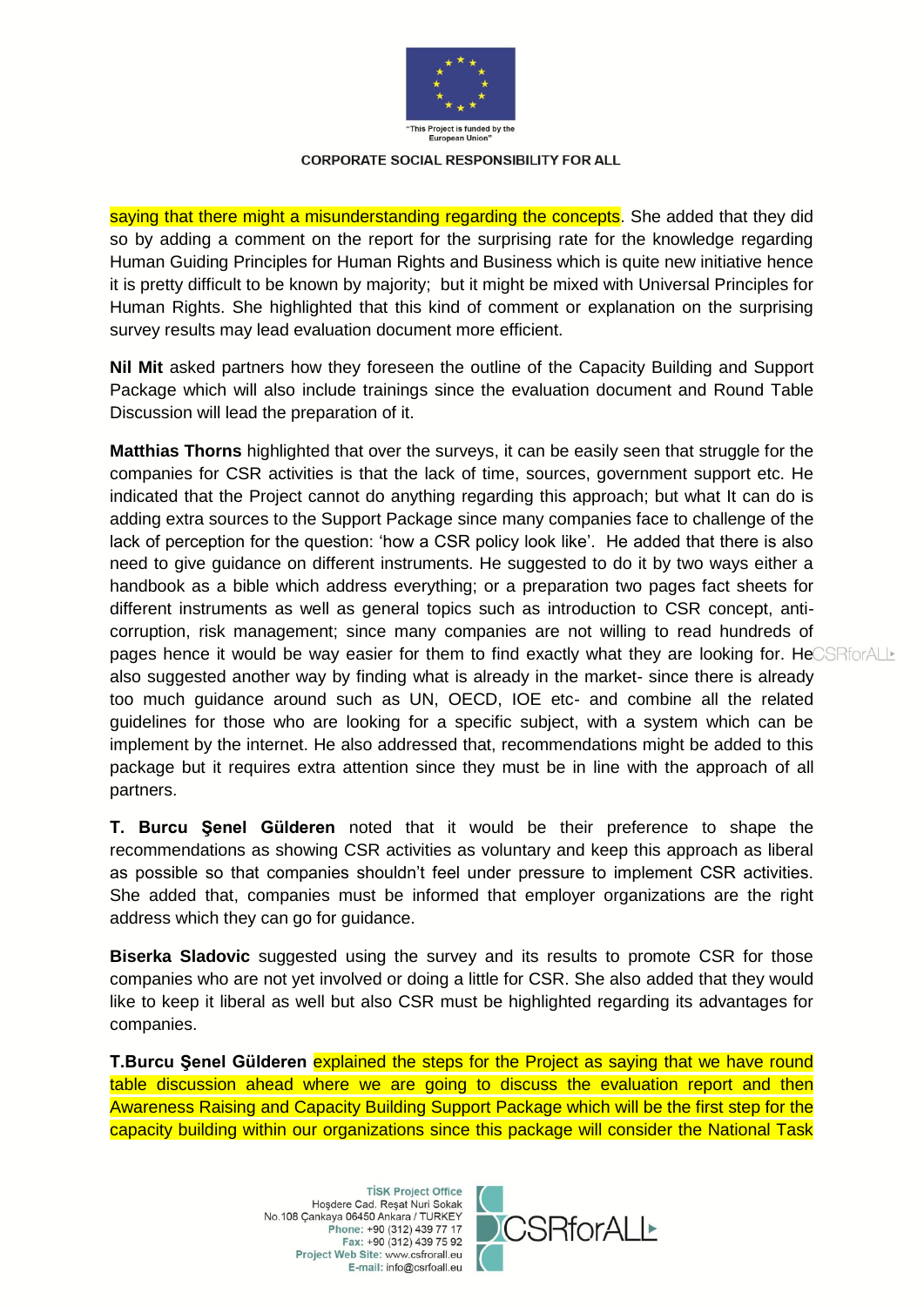saying that there might a misunderstanding regarding the concepts. She added that they did so by adding a comment on the report for the surprising rate for the knowledge regarding Human Guiding Principles for Human Rights and Business which is quite new initiative hence it is pretty difficult to be known by majority; but it might be mixed with Universal Principles for Human Rights. She highlighted that this kind of comment or explanation on the surprising survey results may lead evaluation document more efficient.

**Nil Mit** asked partners how they foreseen the outline of the Capacity Building and Support Package which will also include trainings since the evaluation document and Round Table Discussion will lead the preparation of it.

**Matthias Thorns** highlighted that over the surveys, it can be easily seen that struggle for the companies for CSR activities is that the lack of time, sources, government support etc. He indicated that the Project cannot do anything regarding this approach; but what It can do is adding extra sources to the Support Package since many companies face to challenge of the lack of perception for the question: 'how a CSR policy look like'. He added that there is also need to give guidance on different instruments. He suggested to do it by two ways either a handbook as a bible which address everything; or a preparation two pages fact sheets for different instruments as well as general topics such as introduction to CSR concept, anti-corruption, risk management; since many companies are not willing to read hundreds of pages hence it would be way easier for them to find exactly what they are looking for. He also suggested another way by finding what is already in the market- since there is already too much guidance around such as UN, OECD, IOE etc- and combine all the related guidelines for those who are looking for a specific subject, with a system which can be implement by the internet. He also addressed that, recommendations might be added to this package but it requires extra attention since they must be in line with the approach of all partners.

**T. Burcu Şenel Gülderen** noted that it would be their preference to shape the recommendations as showing CSR activities as voluntary and keep this approach as liberal as possible so that companies shouldn't feel under pressure to implement CSR activities. She added that, companies must be informed that employer organizations are the right address which they can go for guidance.

**Biserka Sladovic** suggested using the survey and its results to promote CSR for those companies who are not yet involved or doing a little for CSR. She also added that they would like to keep it liberal as well but also CSR must be highlighted regarding its advantages for companies.

**T.Burcu Şenel Gülderen** explained the steps for the Project as saying that we have round table discussion ahead where we are going to discuss the evaluation report and then Awareness Raising and Capacity Building Support Package which will be the first step for the capacity building within our organizations since this package will consider the National Task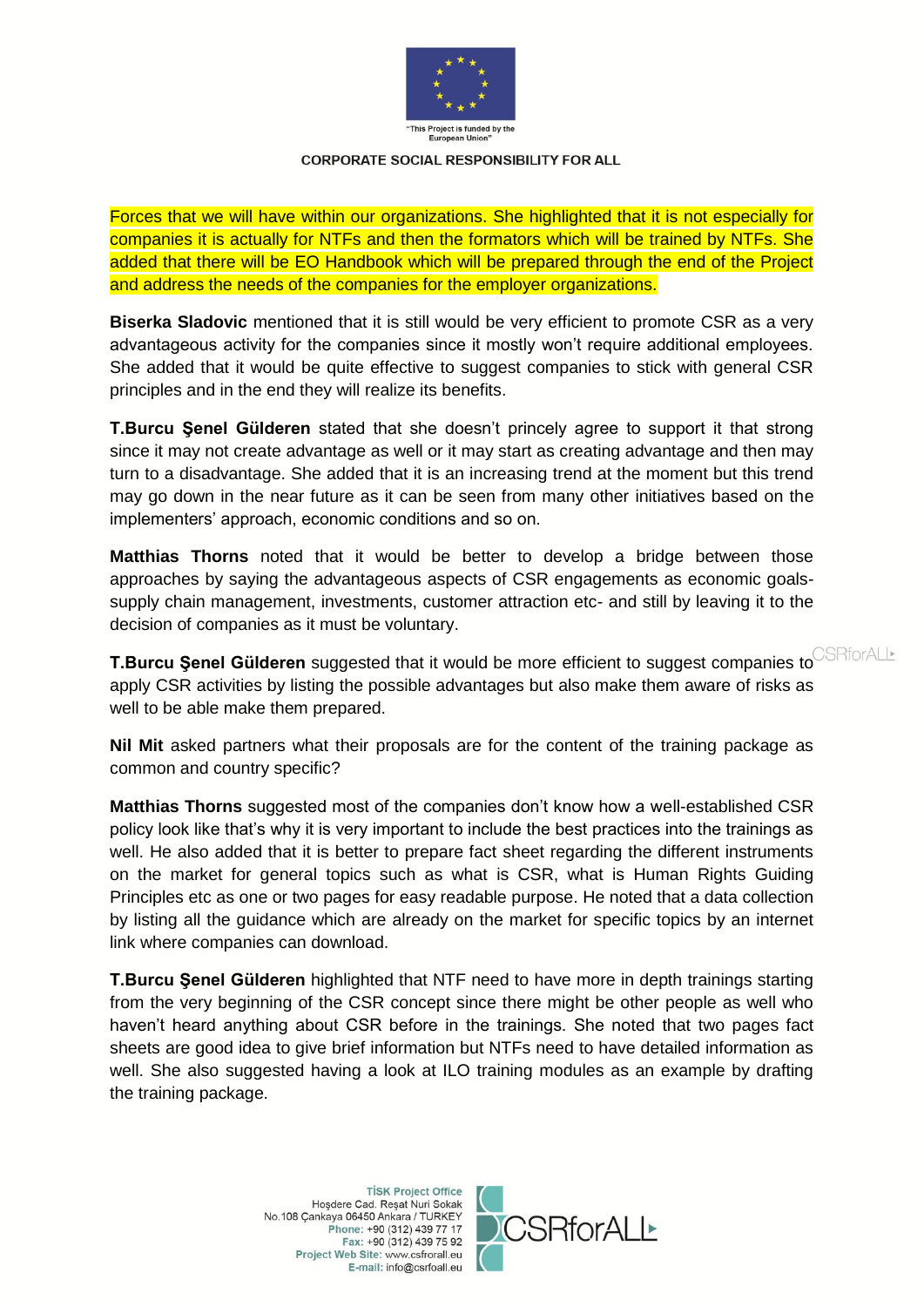Forces that we will have within our organizations. She highlighted that it is not especially for companies it is actually for NTFs and then the formators which will be trained by NTFs. She added that there will be EO Handbook which will be prepared through the end of the Project and address the needs of the companies for the employer organizations.

**Biserka Sladovic** mentioned that it is still would be very efficient to promote CSR as a very advantageous activity for the companies since it mostly won't require additional employees. She added that it would be quite effective to suggest companies to stick with general CSR principles and in the end they will realize its benefits.

**T.Burcu Şenel Gülderen** stated that she doesn't princely agree to support it that strong since it may not create advantage as well or it may start as creating advantage and then may turn to a disadvantage. She added that it is an increasing trend at the moment but this trend may go down in the near future as it can be seen from many other initiatives based on the implementers' approach, economic conditions and so on.

**Matthias Thorns** noted that it would be better to develop a bridge between those approaches by saying the advantageous aspects of CSR engagements as economic goals- supply chain management, investments, customer attraction etc- and still by leaving it to the decision of companies as it must be voluntary.

**T.Burcu Şenel Gülderen** suggested that it would be more efficient to suggest companies to apply CSR activities by listing the possible advantages but also make them aware of risks as well to be able make them prepared.

**Nil Mit** asked partners what their proposals are for the content of the training package as common and country specific?

**Matthias Thorns** suggested most of the companies don't know how a well-established CSR policy look like that's why it is very important to include the best practices into the trainings as well. He also added that it is better to prepare fact sheet regarding the different instruments on the market for general topics such as what is CSR, what is Human Rights Guiding Principles etc as one or two pages for easy readable purpose. He noted that a data collection by listing all the guidance which are already on the market for specific topics by an internet link where companies can download.

**T.Burcu Şenel Gülderen** highlighted that NTF need to have more in depth trainings starting from the very beginning of the CSR concept since there might be other people as well who haven't heard anything about CSR before in the trainings. She noted that two pages fact sheets are good idea to give brief information but NTFs need to have detailed information as well. She also suggested having a look at ILO training modules as an example by drafting the training package.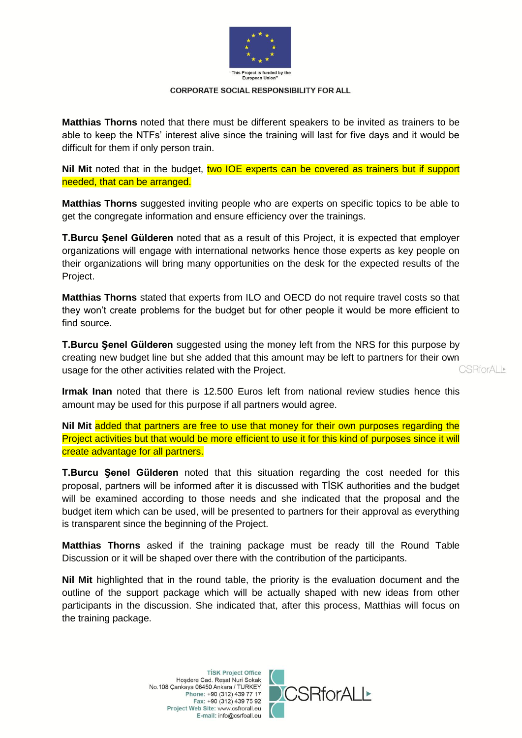**Matthias Thorns** noted that there must be different speakers to be invited as trainers to be able to keep the NTFs' interest alive since the training will last for five days and it would be difficult for them if only person train.

**Nil Mit** noted that in the budget, two IOE experts can be covered as trainers but if support needed, that can be arranged.

**Matthias Thorns** suggested inviting people who are experts on specific topics to be able to get the congregate information and ensure efficiency over the trainings.

**T.Burcu Şenel Gülderen** noted that as a result of this Project, it is expected that employer organizations will engage with international networks hence those experts as key people on their organizations will bring many opportunities on the desk for the expected results of the Project.

**Matthias Thorns** stated that experts from ILO and OECD do not require travel costs so that they won't create problems for the budget but for other people it would be more efficient to find source.

**T.Burcu Şenel Gülderen** suggested using the money left from the NRS for this purpose by creating new budget line but she added that this amount may be left to partners for their own usage for the other activities related with the Project.

**Irmak Inan** noted that there is 12.500 Euros left from national review studies hence this amount may be used for this purpose if all partners would agree.

**Nil Mit** added that partners are free to use that money for their own purposes regarding the Project activities but that would be more efficient to use it for this kind of purposes since it will create advantage for all partners.

**T.Burcu Şenel Gülderen** noted that this situation regarding the cost needed for this proposal, partners will be informed after it is discussed with TİSK authorities and the budget will be examined according to those needs and she indicated that the proposal and the budget item which can be used, will be presented to partners for their approval as everything is transparent since the beginning of the Project.

**Matthias Thorns** asked if the training package must be ready till the Round Table Discussion or it will be shaped over there with the contribution of the participants.

**Nil Mit** highlighted that in the round table, the priority is the evaluation document and the outline of the support package which will be actually shaped with new ideas from other participants in the discussion. She indicated that, after this process, Matthias will focus on the training package.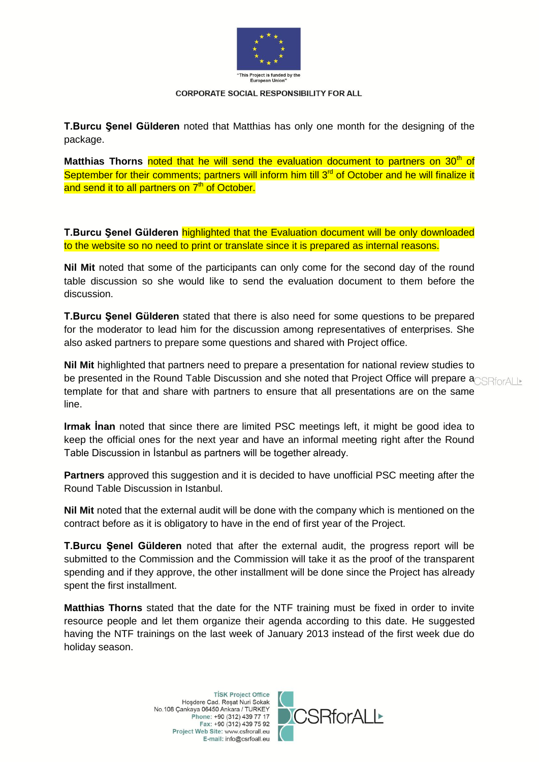**T.Burcu Şenel Gülderen** noted that Matthias has only one month for the designing of the package.

**Matthias Thorns** noted that he will send the evaluation document to partners on 30th of September for their comments; partners will inform him till 3rd of October and he will finalize it and send it to all partners on 7th of October.

**T.Burcu Şenel Gülderen** highlighted that the Evaluation document will be only downloaded to the website so no need to print or translate since it is prepared as internal reasons.

**Nil Mit** noted that some of the participants can only come for the second day of the round table discussion so she would like to send the evaluation document to them before the discussion.

**T.Burcu Şenel Gülderen** stated that there is also need for some questions to be prepared for the moderator to lead him for the discussion among representatives of enterprises. She also asked partners to prepare some questions and shared with Project office.

**Nil Mit** highlighted that partners need to prepare a presentation for national review studies to be presented in the Round Table Discussion and she noted that Project Office will prepare a template for that and share with partners to ensure that all presentations are on the same line.

**Irmak İnan** noted that since there are limited PSC meetings left, it might be good idea to keep the official ones for the next year and have an informal meeting right after the Round Table Discussion in İstanbul as partners will be together already.

**Partners** approved this suggestion and it is decided to have unofficial PSC meeting after the Round Table Discussion in Istanbul.

**Nil Mit** noted that the external audit will be done with the company which is mentioned on the contract before as it is obligatory to have in the end of first year of the Project.

**T.Burcu Şenel Gülderen** noted that after the external audit, the progress report will be submitted to the Commission and the Commission will take it as the proof of the transparent spending and if they approve, the other installment will be done since the Project has already spent the first installment.

**Matthias Thorns** stated that the date for the NTF training must be fixed in order to invite resource people and let them organize their agenda according to this date. He suggested having the NTF trainings on the last week of January 2013 instead of the first week due do holiday season.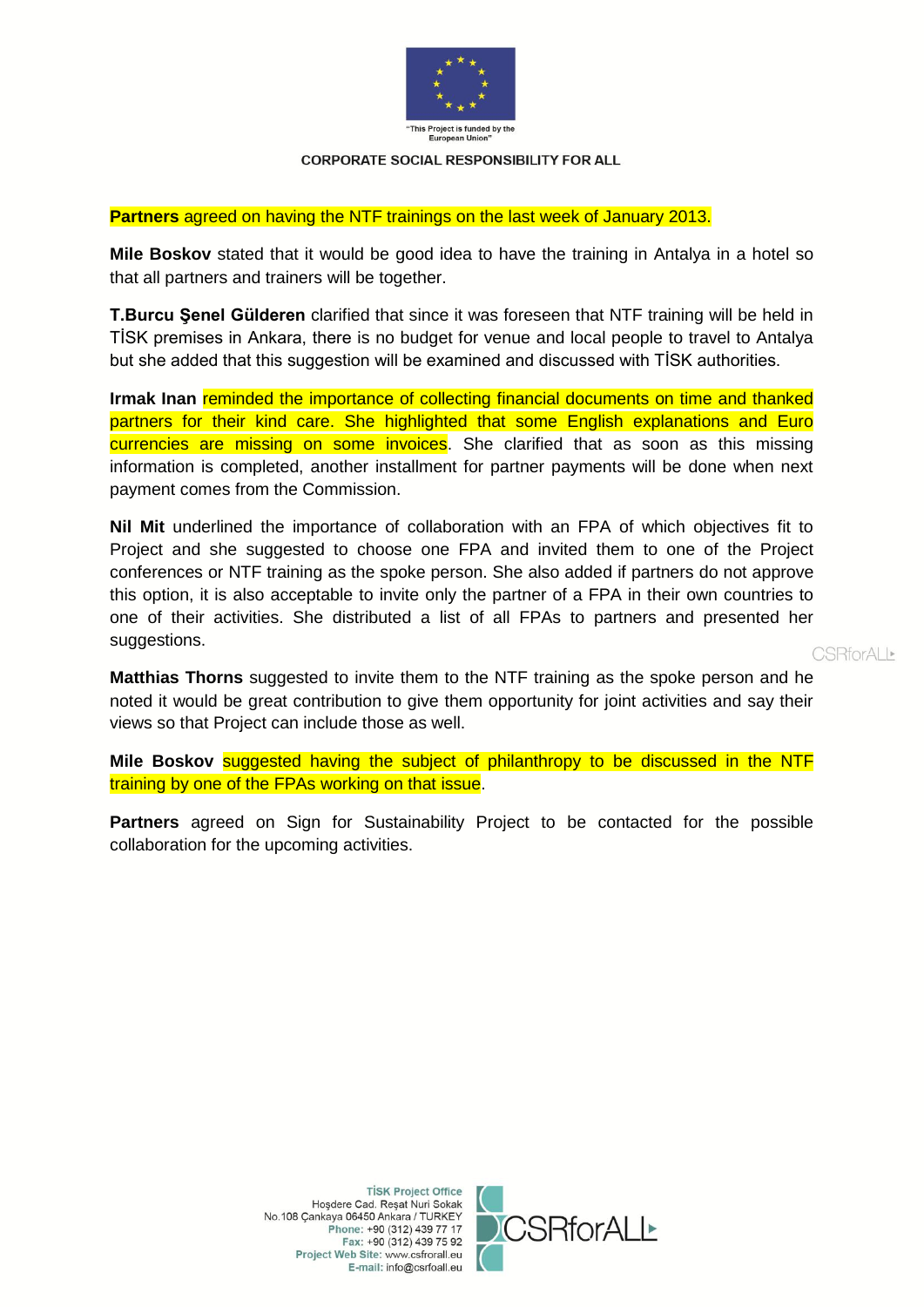**Partners** agreed on having the NTF trainings on the last week of January 2013.

**Mile Boskov** stated that it would be good idea to have the training in Antalya in a hotel so that all partners and trainers will be together.

**T.Burcu Şenel Gülderen** clarified that since it was foreseen that NTF training will be held in TİSK premises in Ankara, there is no budget for venue and local people to travel to Antalya but she added that this suggestion will be examined and discussed with TİSK authorities.

**Irmak Inan** reminded the importance of collecting financial documents on time and thanked partners for their kind care. She highlighted that some English explanations and Euro currencies are missing on some invoices. She clarified that as soon as this missing information is completed, another installment for partner payments will be done when next payment comes from the Commission.

**Nil Mit** underlined the importance of collaboration with an FPA of which objectives fit to Project and she suggested to choose one FPA and invited them to one of the Project conferences or NTF training as the spoke person. She also added if partners do not approve this option, it is also acceptable to invite only the partner of a FPA in their own countries to one of their activities. She distributed a list of all FPAs to partners and presented her suggestions.

**Matthias Thorns** suggested to invite them to the NTF training as the spoke person and he noted it would be great contribution to give them opportunity for joint activities and say their views so that Project can include those as well.

**Mile Boskov** suggested having the subject of philanthropy to be discussed in the NTF training by one of the FPAs working on that issue.

**Partners** agreed on Sign for Sustainability Project to be contacted for the possible collaboration for the upcoming activities.